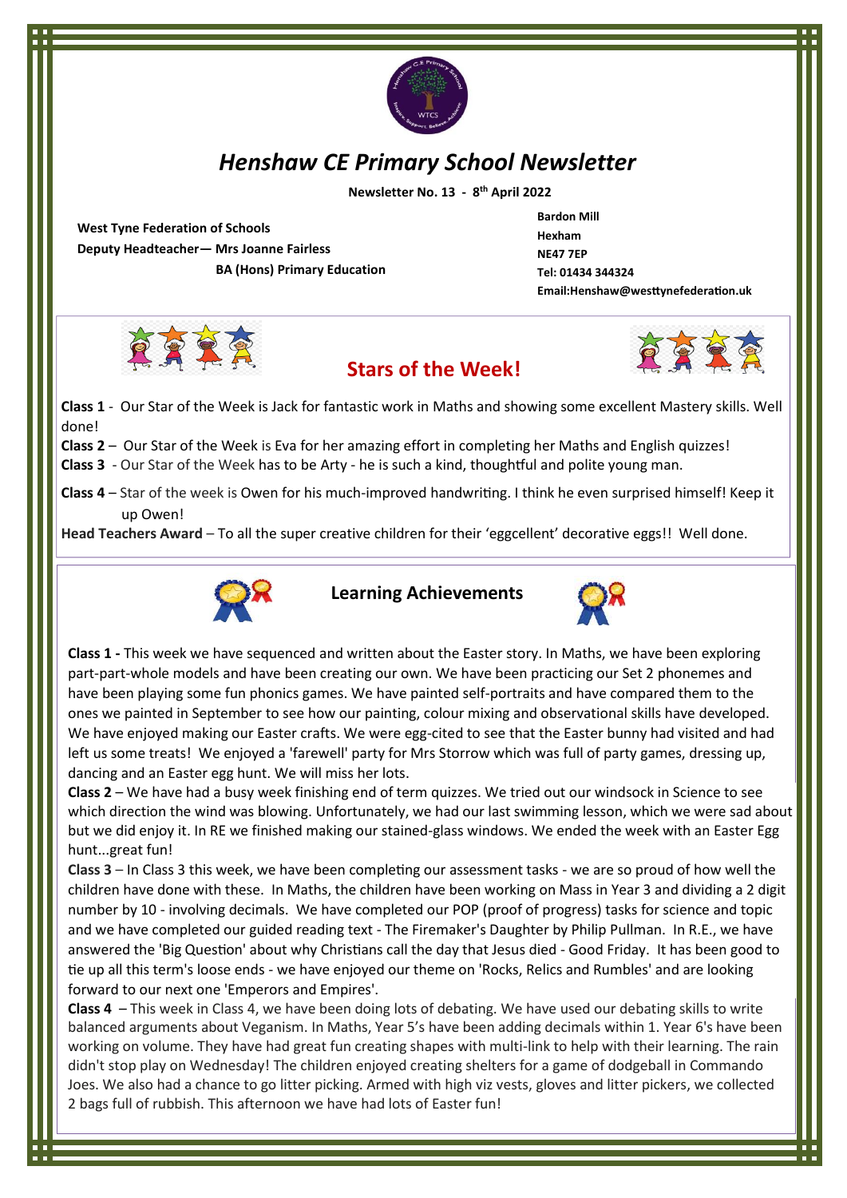# Henshaw CE Primary School Newsletter

**Newsletter No. 13 - 8th April 2022**

**West Tyne Federation of Schools**
**Deputy Headteacher— Mrs Joanne Fairless**
**BA (Hons) Primary Education**

**Bardon Mill**
**Hexham**
**NE47 7EP**
**Tel: 01434 344324**
**Email:Henshaw@westtynefederation.uk**

## Stars of the Week!

**Class 1** - Our Star of the Week is Jack for fantastic work in Maths and showing some excellent Mastery skills. Well done!

**Class 2** – Our Star of the Week is Eva for her amazing effort in completing her Maths and English quizzes!

**Class 3** - Our Star of the Week has to be Arty - he is such a kind, thoughtful and polite young man.

**Class 4** – Star of the week is Owen for his much-improved handwriting. I think he even surprised himself! Keep it up Owen!

**Head Teachers Award** – To all the super creative children for their 'eggcellent' decorative eggs!! Well done.

## Learning Achievements

**Class 1 -** This week we have sequenced and written about the Easter story. In Maths, we have been exploring part-part-whole models and have been creating our own. We have been practicing our Set 2 phonemes and have been playing some fun phonics games. We have painted self-portraits and have compared them to the ones we painted in September to see how our painting, colour mixing and observational skills have developed. We have enjoyed making our Easter crafts. We were egg-cited to see that the Easter bunny had visited and had left us some treats! We enjoyed a 'farewell' party for Mrs Storrow which was full of party games, dressing up, dancing and an Easter egg hunt. We will miss her lots.

**Class 2** – We have had a busy week finishing end of term quizzes. We tried out our windsock in Science to see which direction the wind was blowing. Unfortunately, we had our last swimming lesson, which we were sad about but we did enjoy it. In RE we finished making our stained-glass windows. We ended the week with an Easter Egg hunt...great fun!

**Class 3** – In Class 3 this week, we have been completing our assessment tasks - we are so proud of how well the children have done with these. In Maths, the children have been working on Mass in Year 3 and dividing a 2 digit number by 10 - involving decimals. We have completed our POP (proof of progress) tasks for science and topic and we have completed our guided reading text - The Firemaker's Daughter by Philip Pullman. In R.E., we have answered the 'Big Question' about why Christians call the day that Jesus died - Good Friday. It has been good to tie up all this term's loose ends - we have enjoyed our theme on 'Rocks, Relics and Rumbles' and are looking forward to our next one 'Emperors and Empires'.

**Class 4** – This week in Class 4, we have been doing lots of debating. We have used our debating skills to write balanced arguments about Veganism. In Maths, Year 5's have been adding decimals within 1. Year 6's have been working on volume. They have had great fun creating shapes with multi-link to help with their learning. The rain didn't stop play on Wednesday! The children enjoyed creating shelters for a game of dodgeball in Commando Joes. We also had a chance to go litter picking. Armed with high viz vests, gloves and litter pickers, we collected 2 bags full of rubbish. This afternoon we have had lots of Easter fun!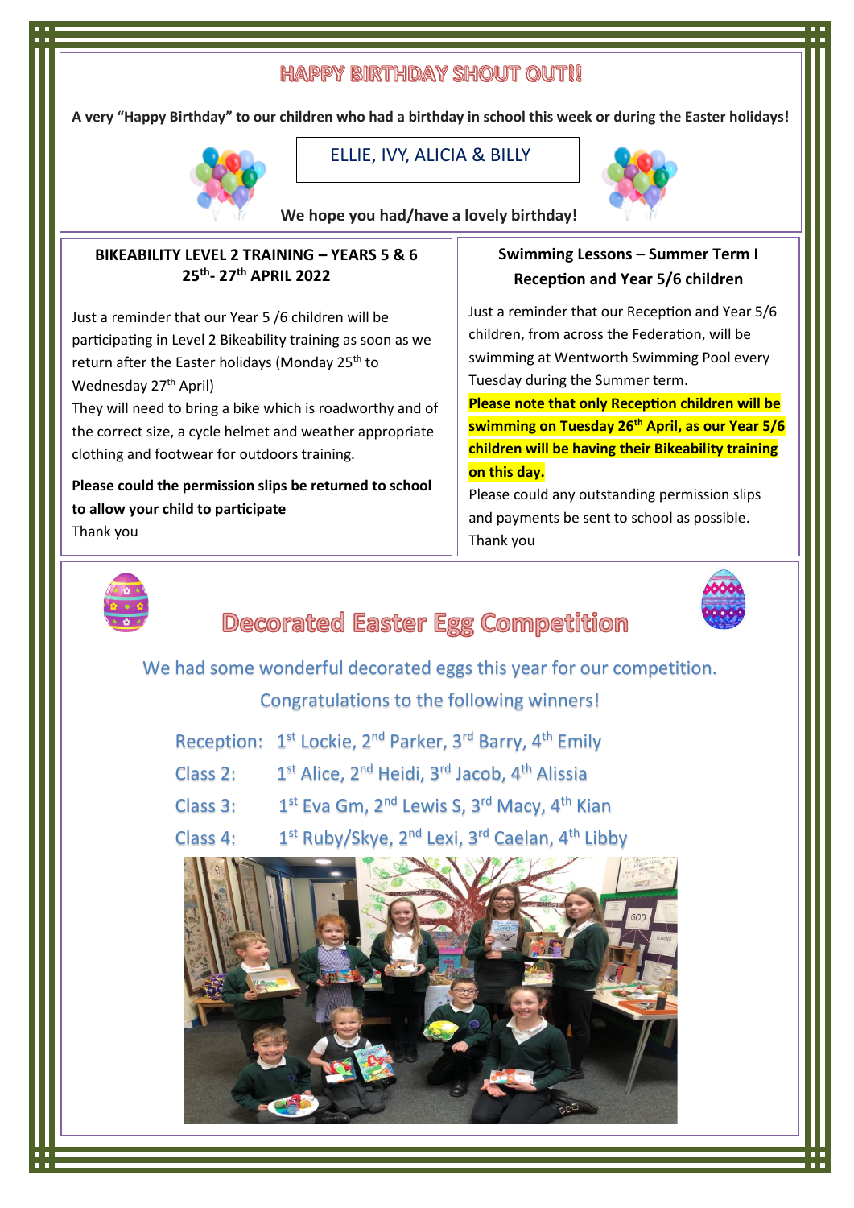## HAPPY BIRTHDAY SHOUT OUT!!

**A very "Happy Birthday" to our children who had a birthday in school this week or during the Easter holidays!**

ELLIE, IVY, ALICIA & BILLY

**We hope you had/have a lovely birthday!**

### BIKEABILITY LEVEL 2 TRAINING – YEARS 5 & 6
### 25th- 27th APRIL 2022

Just a reminder that our Year 5 /6 children will be participating in Level 2 Bikeability training as soon as we return after the Easter holidays (Monday 25th to Wednesday 27th April)

They will need to bring a bike which is roadworthy and of the correct size, a cycle helmet and weather appropriate clothing and footwear for outdoors training.

**Please could the permission slips be returned to school to allow your child to participate**

Thank you

### Swimming Lessons – Summer Term I
### Reception and Year 5/6 children

Just a reminder that our Reception and Year 5/6 children, from across the Federation, will be swimming at Wentworth Swimming Pool every Tuesday during the Summer term.

**Please note that only Reception children will be swimming on Tuesday 26th April, as our Year 5/6 children will be having their Bikeability training on this day.**

Please could any outstanding permission slips and payments be sent to school as possible.

Thank you

## Decorated Easter Egg Competition

We had some wonderful decorated eggs this year for our competition.

Congratulations to the following winners!

Reception: 1st Lockie, 2nd Parker, 3rd Barry, 4th Emily

Class 2: 1st Alice, 2nd Heidi, 3rd Jacob, 4th Alissia

Class 3: 1st Eva Gm, 2nd Lewis S, 3rd Macy, 4th Kian

Class 4: 1st Ruby/Skye, 2nd Lexi, 3rd Caelan, 4th Libby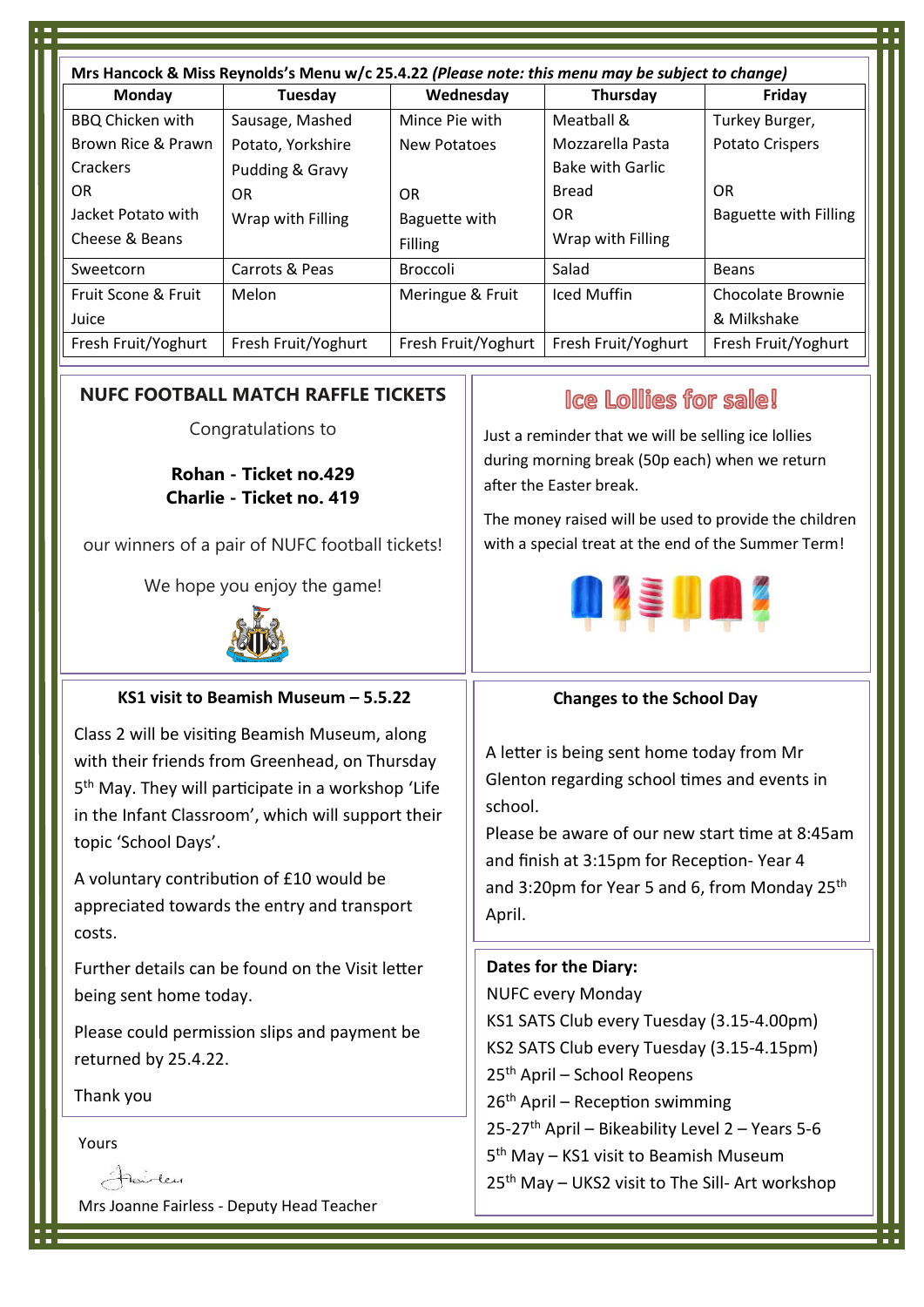**Mrs Hancock & Miss Reynolds's Menu w/c 25.4.22** *(Please note: this menu may be subject to change)*

| Monday | Tuesday | Wednesday | Thursday | Friday |
|---|---|---|---|---|
| BBQ Chicken with Brown Rice & Prawn Crackers OR Jacket Potato with Cheese & Beans | Sausage, Mashed Potato, Yorkshire Pudding & Gravy OR Wrap with Filling | Mince Pie with New Potatoes OR Baguette with Filling | Meatball & Mozzarella Pasta Bake with Garlic Bread OR Wrap with Filling | Turkey Burger, Potato Crispers OR Baguette with Filling |
| Sweetcorn | Carrots & Peas | Broccoli | Salad | Beans |
| Fruit Scone & Fruit Juice | Melon | Meringue & Fruit | Iced Muffin | Chocolate Brownie & Milkshake |
| Fresh Fruit/Yoghurt | Fresh Fruit/Yoghurt | Fresh Fruit/Yoghurt | Fresh Fruit/Yoghurt | Fresh Fruit/Yoghurt |

## NUFC FOOTBALL MATCH RAFFLE TICKETS

Congratulations to

**Rohan - Ticket no.429**
**Charlie - Ticket no. 419**

our winners of a pair of NUFC football tickets!

We hope you enjoy the game!

## Ice Lollies for sale!

Just a reminder that we will be selling ice lollies during morning break (50p each) when we return after the Easter break.

The money raised will be used to provide the children with a special treat at the end of the Summer Term!

### KS1 visit to Beamish Museum – 5.5.22

Class 2 will be visiting Beamish Museum, along with their friends from Greenhead, on Thursday 5th May. They will participate in a workshop 'Life in the Infant Classroom', which will support their topic 'School Days'.

A voluntary contribution of £10 would be appreciated towards the entry and transport costs.

Further details can be found on the Visit letter being sent home today.

Please could permission slips and payment be returned by 25.4.22.

Thank you

### Changes to the School Day

A letter is being sent home today from Mr Glenton regarding school times and events in school.

Please be aware of our new start time at 8:45am and finish at 3:15pm for Reception- Year 4 and 3:20pm for Year 5 and 6, from Monday 25th April.

**Dates for the Diary:**

NUFC every Monday
KS1 SATS Club every Tuesday (3.15-4.00pm)
KS2 SATS Club every Tuesday (3.15-4.15pm)
25th April – School Reopens
26th April – Reception swimming
25-27th April – Bikeability Level 2 – Years 5-6
5th May – KS1 visit to Beamish Museum
25th May – UKS2 visit to The Sill- Art workshop

Yours

Fairless

Mrs Joanne Fairless - Deputy Head Teacher